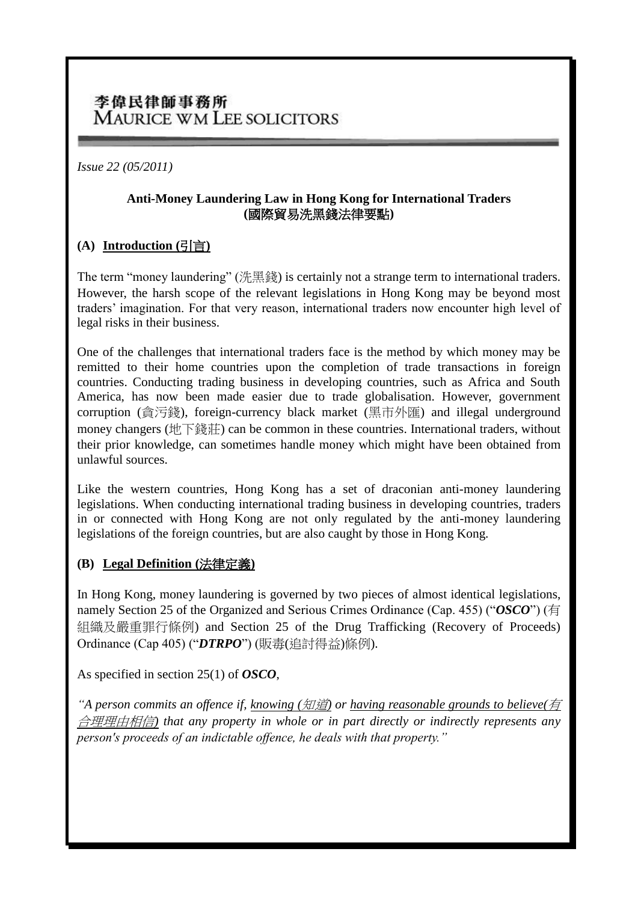李偉民律師事務所
MAURICE WM LEE SOLICITORS

*Issue 22 (05/2011)*

## Anti-Money Laundering Law in Hong Kong for International Traders (國際貿易洗黑錢法律要點)

### (A) Introduction (引言)

The term "money laundering" (洗黑錢) is certainly not a strange term to international traders. However, the harsh scope of the relevant legislations in Hong Kong may be beyond most traders' imagination. For that very reason, international traders now encounter high level of legal risks in their business.

One of the challenges that international traders face is the method by which money may be remitted to their home countries upon the completion of trade transactions in foreign countries. Conducting trading business in developing countries, such as Africa and South America, has now been made easier due to trade globalisation. However, government corruption (貪污錢), foreign-currency black market (黑市外匯) and illegal underground money changers (地下錢莊) can be common in these countries. International traders, without their prior knowledge, can sometimes handle money which might have been obtained from unlawful sources.

Like the western countries, Hong Kong has a set of draconian anti-money laundering legislations. When conducting international trading business in developing countries, traders in or connected with Hong Kong are not only regulated by the anti-money laundering legislations of the foreign countries, but are also caught by those in Hong Kong.

### (B) Legal Definition (法律定義)

In Hong Kong, money laundering is governed by two pieces of almost identical legislations, namely Section 25 of the Organized and Serious Crimes Ordinance (Cap. 455) ("***OSCO***") (有組織及嚴重罪行條例) and Section 25 of the Drug Trafficking (Recovery of Proceeds) Ordinance (Cap 405) ("***DTRPO***") (販毒(追討得益)條例).

As specified in section 25(1) of ***OSCO***,

*"A person commits an offence if, knowing (知道) or having reasonable grounds to believe(有合理理由相信) that any property in whole or in part directly or indirectly represents any person's proceeds of an indictable offence, he deals with that property."*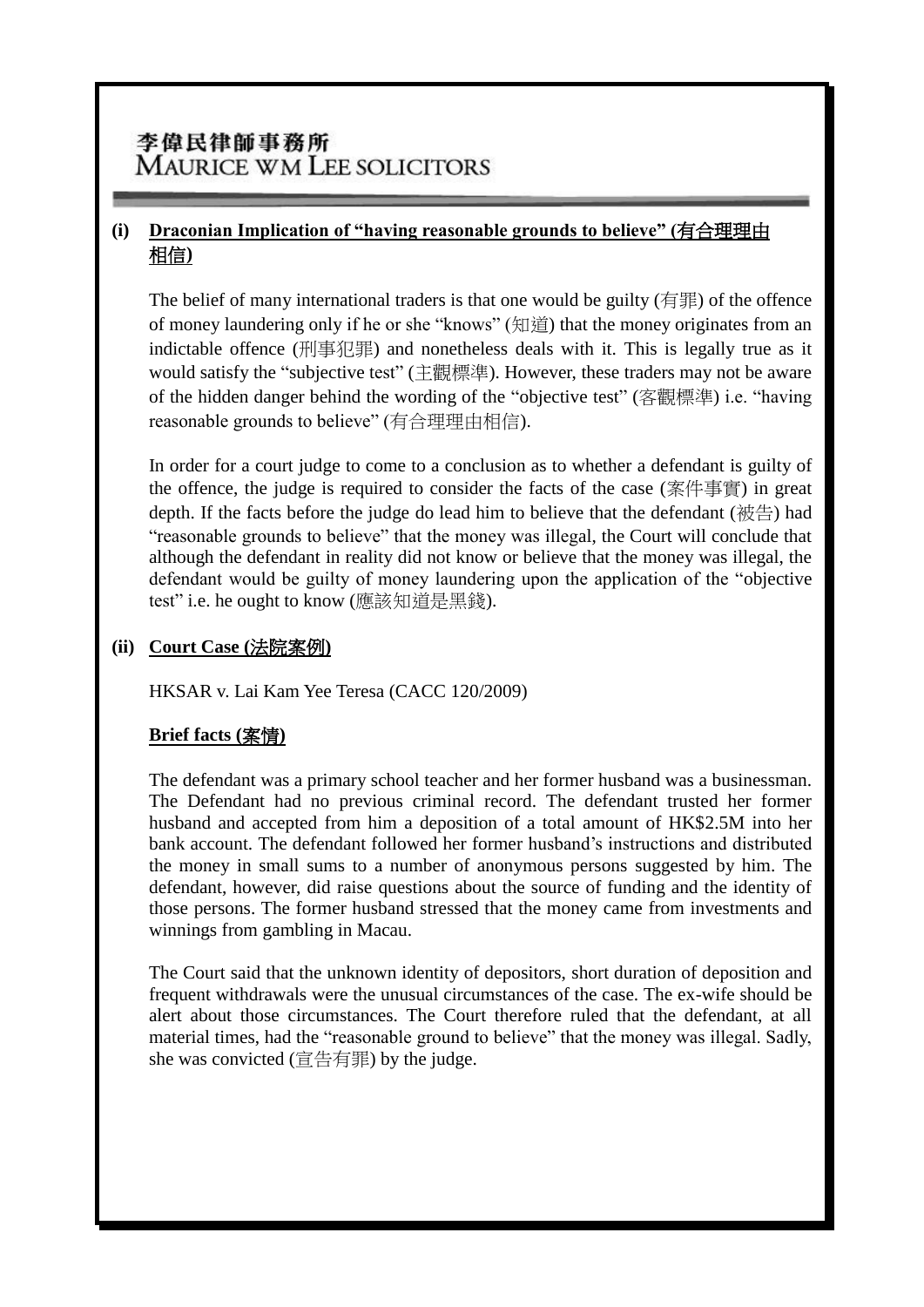## (i) Draconian Implication of "having reasonable grounds to believe" (有合理理由相信)

The belief of many international traders is that one would be guilty (有罪) of the offence of money laundering only if he or she "knows" (知道) that the money originates from an indictable offence (刑事犯罪) and nonetheless deals with it. This is legally true as it would satisfy the "subjective test" (主觀標準). However, these traders may not be aware of the hidden danger behind the wording of the "objective test" (客觀標準) i.e. "having reasonable grounds to believe" (有合理理由相信).

In order for a court judge to come to a conclusion as to whether a defendant is guilty of the offence, the judge is required to consider the facts of the case (案件事實) in great depth. If the facts before the judge do lead him to believe that the defendant (被告) had "reasonable grounds to believe" that the money was illegal, the Court will conclude that although the defendant in reality did not know or believe that the money was illegal, the defendant would be guilty of money laundering upon the application of the "objective test" i.e. he ought to know (應該知道是黑錢).

## (ii) Court Case (法院案例)

HKSAR v. Lai Kam Yee Teresa (CACC 120/2009)

### Brief facts (案情)

The defendant was a primary school teacher and her former husband was a businessman. The Defendant had no previous criminal record. The defendant trusted her former husband and accepted from him a deposition of a total amount of HK$2.5M into her bank account. The defendant followed her former husband's instructions and distributed the money in small sums to a number of anonymous persons suggested by him. The defendant, however, did raise questions about the source of funding and the identity of those persons. The former husband stressed that the money came from investments and winnings from gambling in Macau.

The Court said that the unknown identity of depositors, short duration of deposition and frequent withdrawals were the unusual circumstances of the case. The ex-wife should be alert about those circumstances. The Court therefore ruled that the defendant, at all material times, had the "reasonable ground to believe" that the money was illegal. Sadly, she was convicted (宣告有罪) by the judge.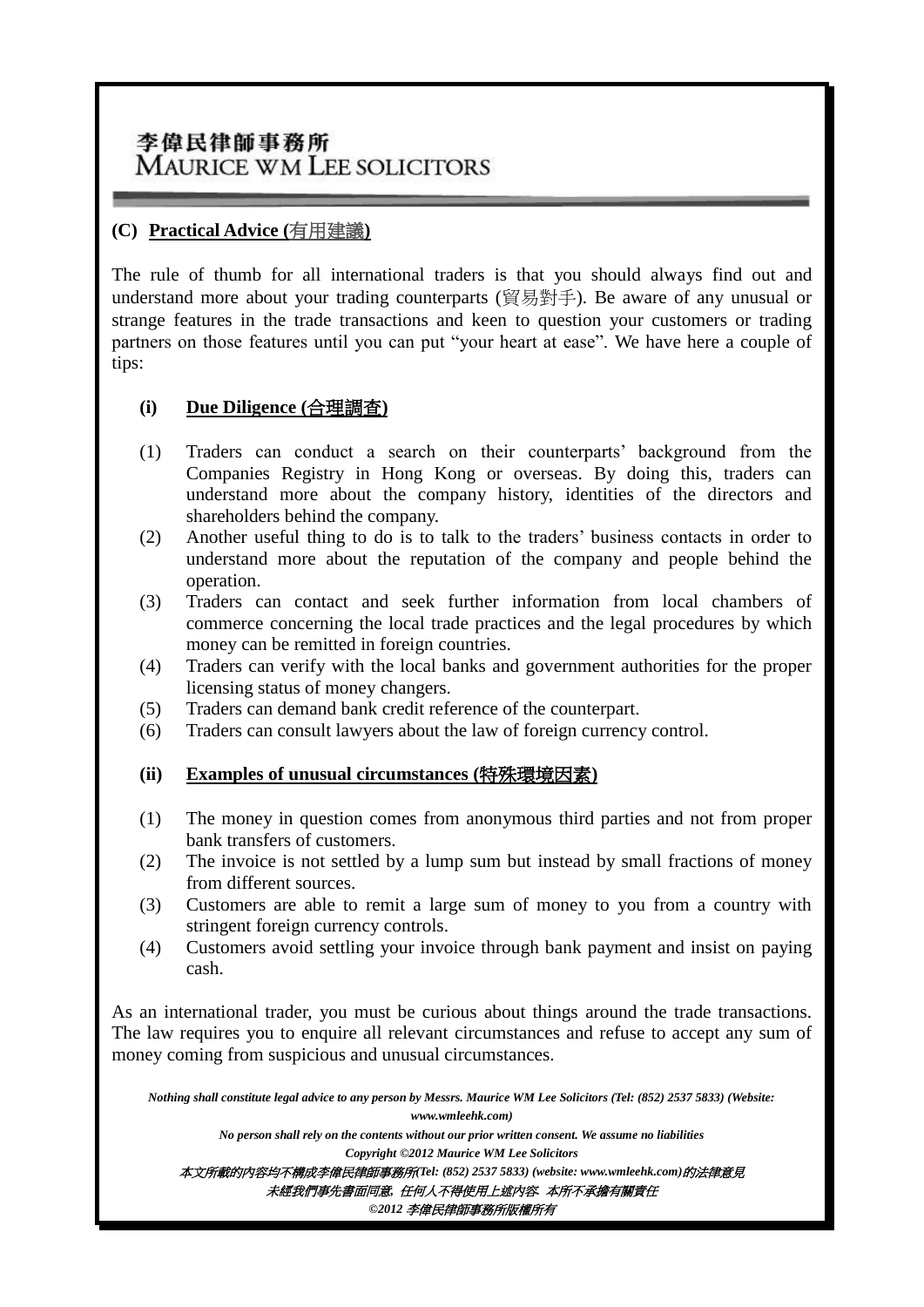## (C) Practical Advice (有用建議)

The rule of thumb for all international traders is that you should always find out and understand more about your trading counterparts (貿易對手). Be aware of any unusual or strange features in the trade transactions and keen to question your customers or trading partners on those features until you can put "your heart at ease". We have here a couple of tips:

### (i) Due Diligence (合理調查)

(1) Traders can conduct a search on their counterparts' background from the Companies Registry in Hong Kong or overseas. By doing this, traders can understand more about the company history, identities of the directors and shareholders behind the company.

(2) Another useful thing to do is to talk to the traders' business contacts in order to understand more about the reputation of the company and people behind the operation.

(3) Traders can contact and seek further information from local chambers of commerce concerning the local trade practices and the legal procedures by which money can be remitted in foreign countries.

(4) Traders can verify with the local banks and government authorities for the proper licensing status of money changers.

(5) Traders can demand bank credit reference of the counterpart.

(6) Traders can consult lawyers about the law of foreign currency control.

### (ii) Examples of unusual circumstances (特殊環境因素)

(1) The money in question comes from anonymous third parties and not from proper bank transfers of customers.

(2) The invoice is not settled by a lump sum but instead by small fractions of money from different sources.

(3) Customers are able to remit a large sum of money to you from a country with stringent foreign currency controls.

(4) Customers avoid settling your invoice through bank payment and insist on paying cash.

As an international trader, you must be curious about things around the trade transactions. The law requires you to enquire all relevant circumstances and refuse to accept any sum of money coming from suspicious and unusual circumstances.